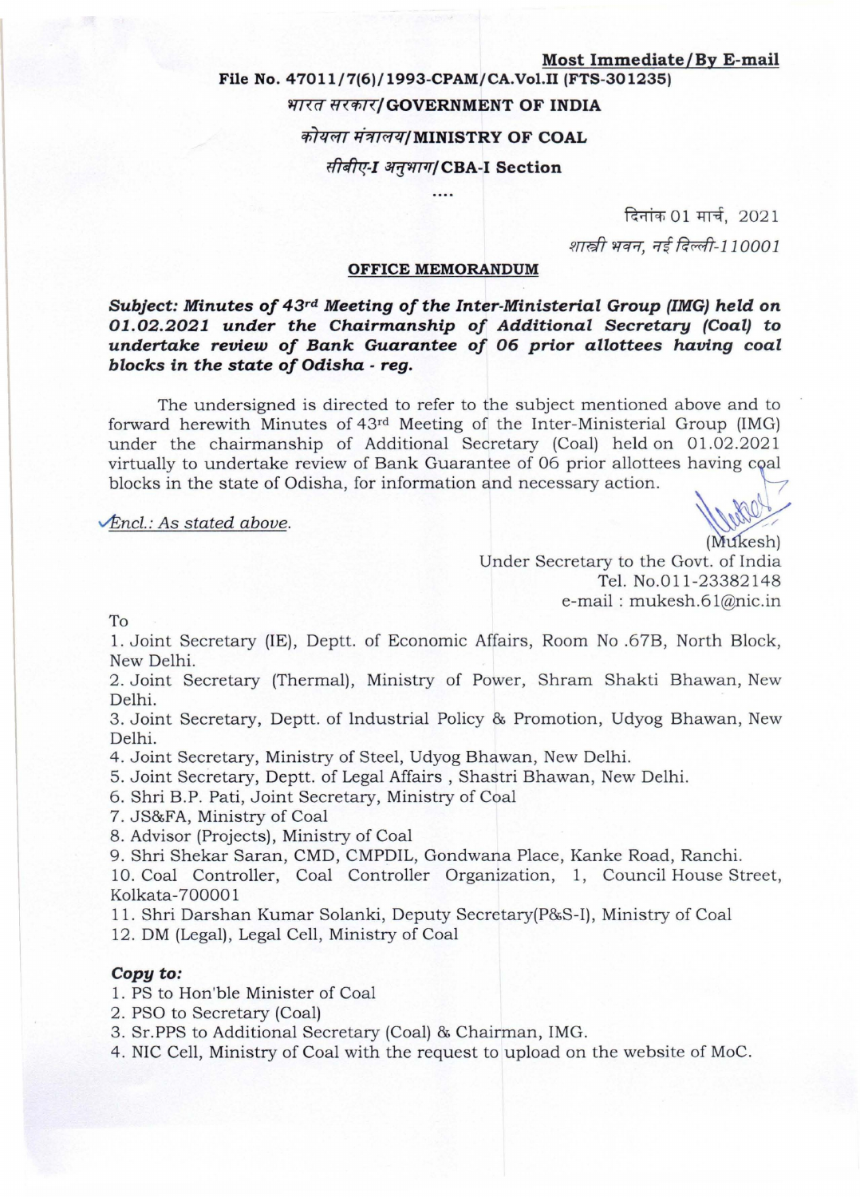**Most Immediate/By E-mail**

**File No. 47011/7(6)/1993-CPAM/CA.Vol.II (FTS-301235)**

**भारत सरकार/GOVERNMENT OF INDIA**

**कोयला मंत्रालय/MINISTRY OF COAL**

**सीबीए-I अनुभाग/CBA-I Section**

....

दिनांक 01 मार्च, 2021

*शास्त्री भवन, नई दिल्ली-110001*

**OFFICE MEMORANDUM**

***Subject: Minutes of 43rd Meeting of the Inter-Ministerial Group (IMG) held on 01.02.2021 under the Chairmanship of Additional Secretary (Coal) to undertake review of Bank Guarantee of 06 prior allottees having coal blocks in the state of Odisha - reg.***

The undersigned is directed to refer to the subject mentioned above and to forward herewith Minutes of 43rd Meeting of the Inter-Ministerial Group (IMG) under the chairmanship of Additional Secretary (Coal) held on 01.02.2021 virtually to undertake review of Bank Guarantee of 06 prior allottees having coal blocks in the state of Odisha, for information and necessary action.

*Encl.: As stated above.*

(Mukesh)
Under Secretary to the Govt. of India
Tel. No.011-23382148
e-mail : mukesh.61@nic.in

To

1. Joint Secretary (IE), Deptt. of Economic Affairs, Room No .67B, North Block, New Delhi.
2. Joint Secretary (Thermal), Ministry of Power, Shram Shakti Bhawan, New Delhi.
3. Joint Secretary, Deptt. of lndustrial Policy & Promotion, Udyog Bhawan, New Delhi.
4. Joint Secretary, Ministry of Steel, Udyog Bhawan, New Delhi.
5. Joint Secretary, Deptt. of Legal Affairs , Shastri Bhawan, New Delhi.
6. Shri B.P. Pati, Joint Secretary, Ministry of Coal
7. JS&FA, Ministry of Coal
8. Advisor (Projects), Ministry of Coal
9. Shri Shekar Saran, CMD, CMPDIL, Gondwana Place, Kanke Road, Ranchi.
10. Coal Controller, Coal Controller Organization, 1, Council House Street, Kolkata-700001
11. Shri Darshan Kumar Solanki, Deputy Secretary(P&S-I), Ministry of Coal
12. DM (Legal), Legal Cell, Ministry of Coal

***Copy to:***

1. PS to Hon'ble Minister of Coal
2. PSO to Secretary (Coal)
3. Sr.PPS to Additional Secretary (Coal) & Chairman, IMG.
4. NIC Cell, Ministry of Coal with the request to upload on the website of MoC.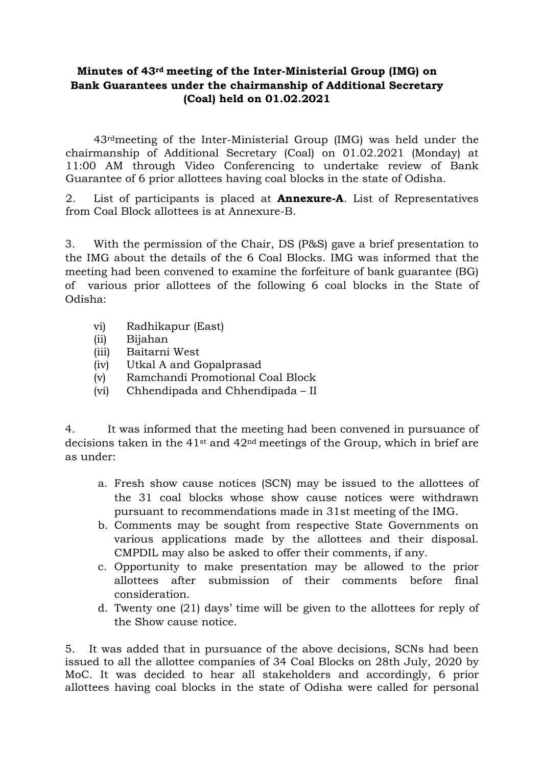**Minutes of 43rd meeting of the Inter-Ministerial Group (IMG) on Bank Guarantees under the chairmanship of Additional Secretary (Coal) held on 01.02.2021**

43rdmeeting of the Inter-Ministerial Group (IMG) was held under the chairmanship of Additional Secretary (Coal) on 01.02.2021 (Monday) at 11:00 AM through Video Conferencing to undertake review of Bank Guarantee of 6 prior allottees having coal blocks in the state of Odisha.

2. List of participants is placed at **Annexure-A**. List of Representatives from Coal Block allottees is at Annexure-B.

3. With the permission of the Chair, DS (P&S) gave a brief presentation to the IMG about the details of the 6 Coal Blocks. IMG was informed that the meeting had been convened to examine the forfeiture of bank guarantee (BG) of various prior allottees of the following 6 coal blocks in the State of Odisha:

- vi) Radhikapur (East)
- (ii) Bijahan
- (iii) Baitarni West
- (iv) Utkal A and Gopalprasad
- (v) Ramchandi Promotional Coal Block
- (vi) Chhendipada and Chhendipada – II

4. It was informed that the meeting had been convened in pursuance of decisions taken in the 41st and 42nd meetings of the Group, which in brief are as under:

a. Fresh show cause notices (SCN) may be issued to the allottees of the 31 coal blocks whose show cause notices were withdrawn pursuant to recommendations made in 31st meeting of the IMG.
b. Comments may be sought from respective State Governments on various applications made by the allottees and their disposal. CMPDIL may also be asked to offer their comments, if any.
c. Opportunity to make presentation may be allowed to the prior allottees after submission of their comments before final consideration.
d. Twenty one (21) days' time will be given to the allottees for reply of the Show cause notice.

5. It was added that in pursuance of the above decisions, SCNs had been issued to all the allottee companies of 34 Coal Blocks on 28th July, 2020 by MoC. It was decided to hear all stakeholders and accordingly, 6 prior allottees having coal blocks in the state of Odisha were called for personal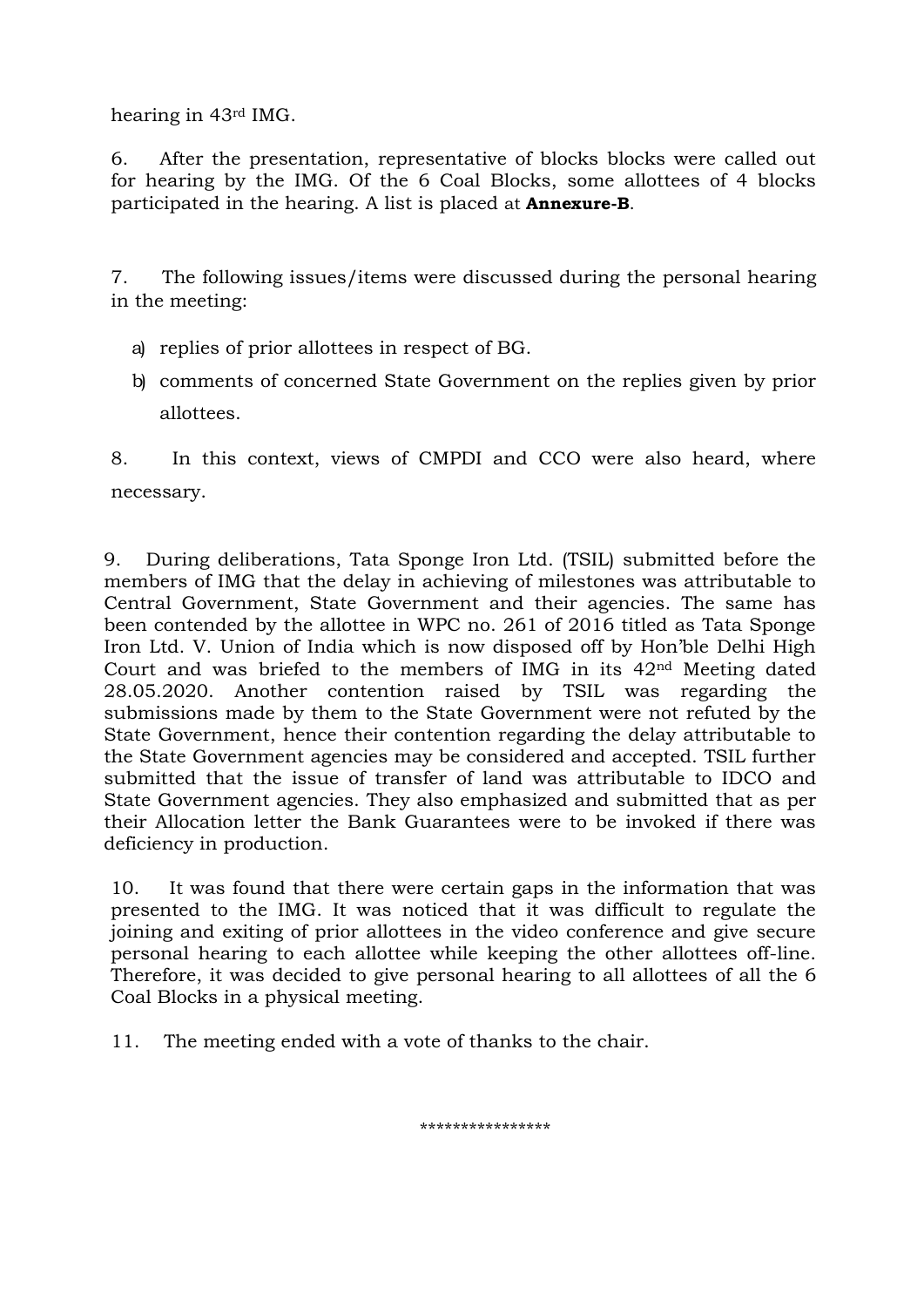hearing in 43rd IMG.

6. After the presentation, representative of blocks blocks were called out for hearing by the IMG. Of the 6 Coal Blocks, some allottees of 4 blocks participated in the hearing. A list is placed at **Annexure-B**.

7. The following issues/items were discussed during the personal hearing in the meeting:

a) replies of prior allottees in respect of BG.

b) comments of concerned State Government on the replies given by prior allottees.

8. In this context, views of CMPDI and CCO were also heard, where necessary.

9. During deliberations, Tata Sponge Iron Ltd. (TSIL) submitted before the members of IMG that the delay in achieving of milestones was attributable to Central Government, State Government and their agencies. The same has been contended by the allottee in WPC no. 261 of 2016 titled as Tata Sponge Iron Ltd. V. Union of India which is now disposed off by Hon'ble Delhi High Court and was briefed to the members of IMG in its 42nd Meeting dated 28.05.2020. Another contention raised by TSIL was regarding the submissions made by them to the State Government were not refuted by the State Government, hence their contention regarding the delay attributable to the State Government agencies may be considered and accepted. TSIL further submitted that the issue of transfer of land was attributable to IDCO and State Government agencies. They also emphasized and submitted that as per their Allocation letter the Bank Guarantees were to be invoked if there was deficiency in production.

10. It was found that there were certain gaps in the information that was presented to the IMG. It was noticed that it was difficult to regulate the joining and exiting of prior allottees in the video conference and give secure personal hearing to each allottee while keeping the other allottees off-line. Therefore, it was decided to give personal hearing to all allottees of all the 6 Coal Blocks in a physical meeting.

11. The meeting ended with a vote of thanks to the chair.

****************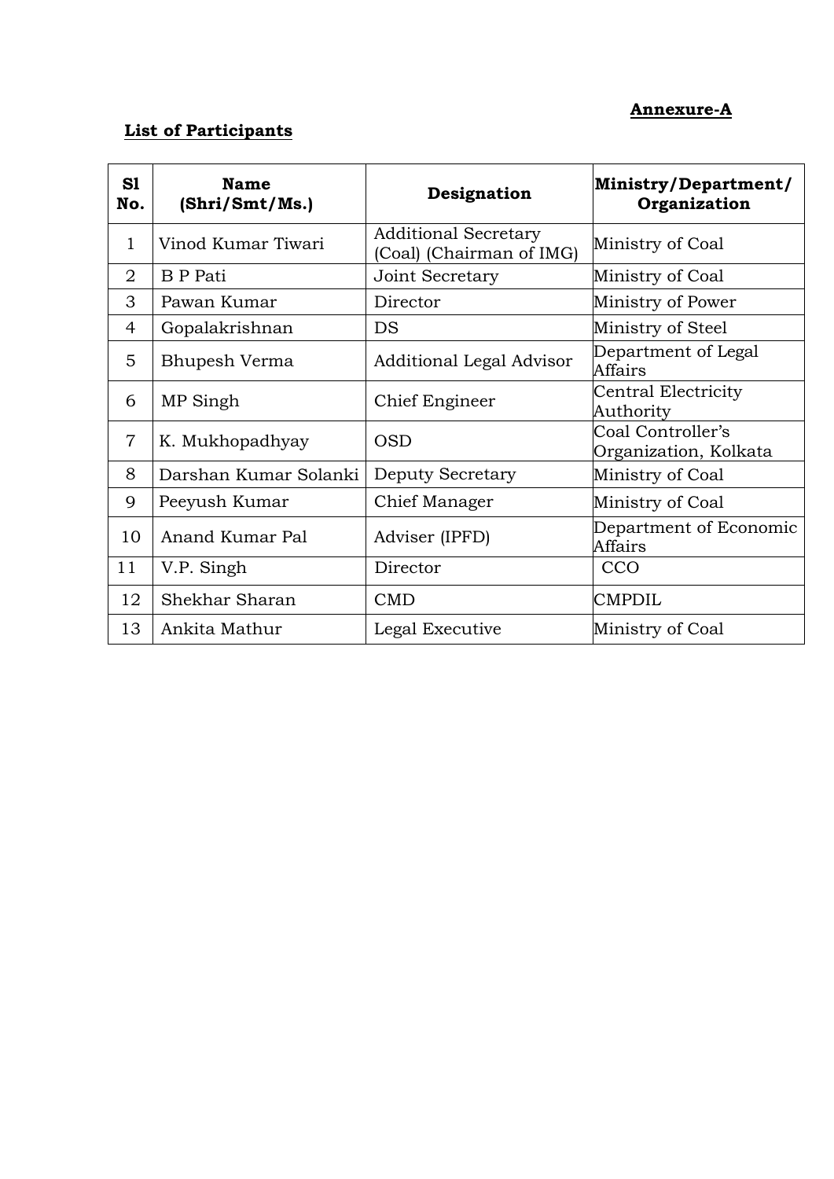**Annexure-A**

**List of Participants**

| Sl No. | Name (Shri/Smt/Ms.) | Designation | Ministry/Department/ Organization |
|---|---|---|---|
| 1 | Vinod Kumar Tiwari | Additional Secretary (Coal) (Chairman of IMG) | Ministry of Coal |
| 2 | B P Pati | Joint Secretary | Ministry of Coal |
| 3 | Pawan Kumar | Director | Ministry of Power |
| 4 | Gopalakrishnan | DS | Ministry of Steel |
| 5 | Bhupesh Verma | Additional Legal Advisor | Department of Legal Affairs |
| 6 | MP Singh | Chief Engineer | Central Electricity Authority |
| 7 | K. Mukhopadhyay | OSD | Coal Controller's Organization, Kolkata |
| 8 | Darshan Kumar Solanki | Deputy Secretary | Ministry of Coal |
| 9 | Peeyush Kumar | Chief Manager | Ministry of Coal |
| 10 | Anand Kumar Pal | Adviser (IPFD) | Department of Economic Affairs |
| 11 | V.P. Singh | Director | CCO |
| 12 | Shekhar Sharan | CMD | CMPDIL |
| 13 | Ankita Mathur | Legal Executive | Ministry of Coal |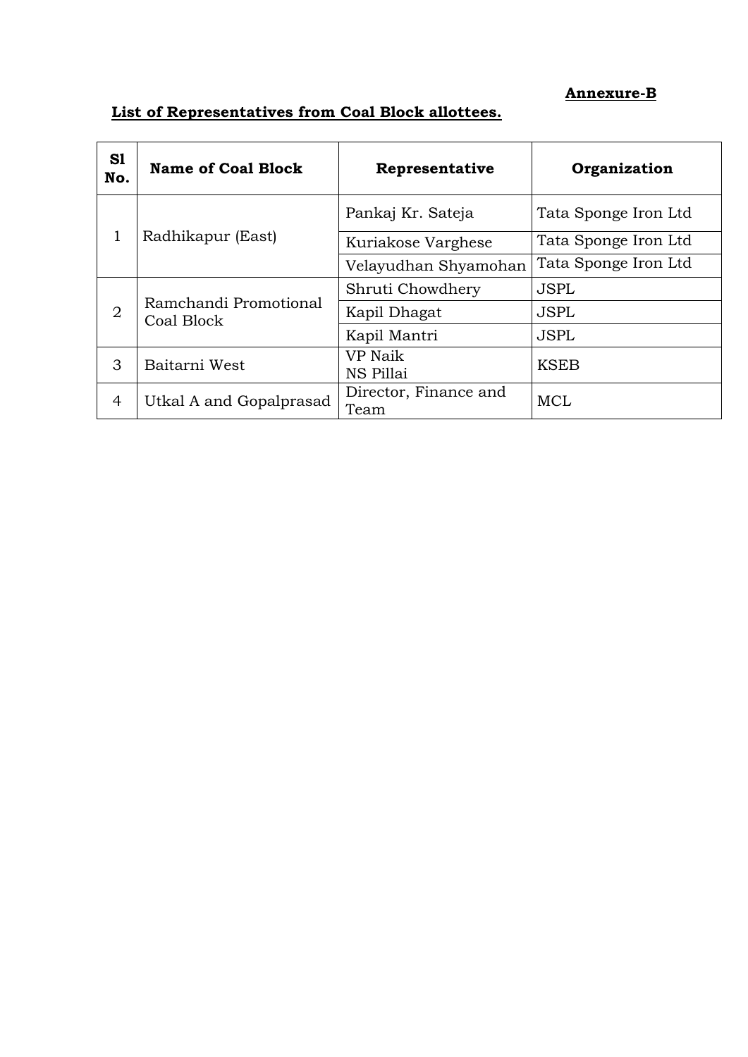**Annexure-B**

**List of Representatives from Coal Block allottees.**

| Sl No. | Name of Coal Block | Representative | Organization |
|---|---|---|---|
| 1 | Radhikapur (East) | Pankaj Kr. Sateja | Tata Sponge Iron Ltd |
| | | Kuriakose Varghese | Tata Sponge Iron Ltd |
| | | Velayudhan Shyamohan | Tata Sponge Iron Ltd |
| 2 | Ramchandi Promotional Coal Block | Shruti Chowdhery | JSPL |
| | | Kapil Dhagat | JSPL |
| | | Kapil Mantri | JSPL |
| 3 | Baitarni West | VP Naik<br>NS Pillai | KSEB |
| 4 | Utkal A and Gopalprasad | Director, Finance and Team | MCL |